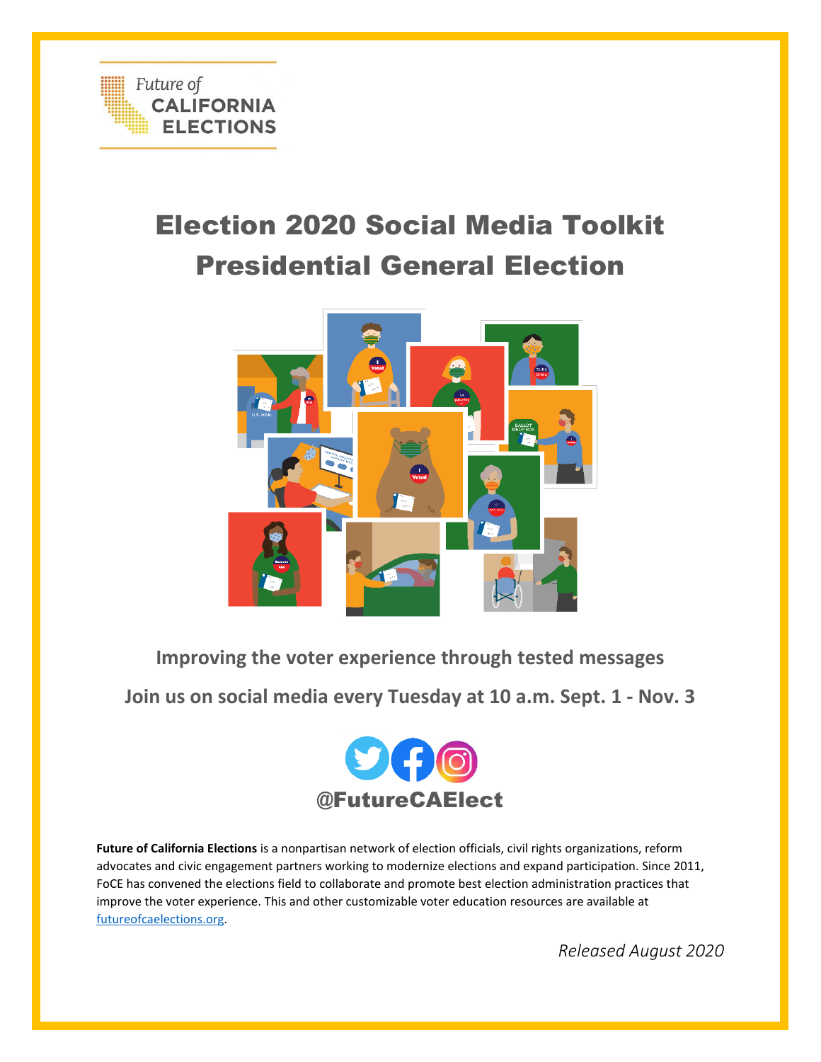Future of
CALIFORNIA
ELECTIONS

# Election 2020 Social Media Toolkit
# Presidential General Election

**Improving the voter experience through tested messages**

**Join us on social media every Tuesday at 10 a.m. Sept. 1 - Nov. 3**

**@FutureCAElect**

**Future of California Elections** is a nonpartisan network of election officials, civil rights organizations, reform advocates and civic engagement partners working to modernize elections and expand participation. Since 2011, FoCE has convened the elections field to collaborate and promote best election administration practices that improve the voter experience. This and other customizable voter education resources are available at futureofcaelections.org.

*Released August 2020*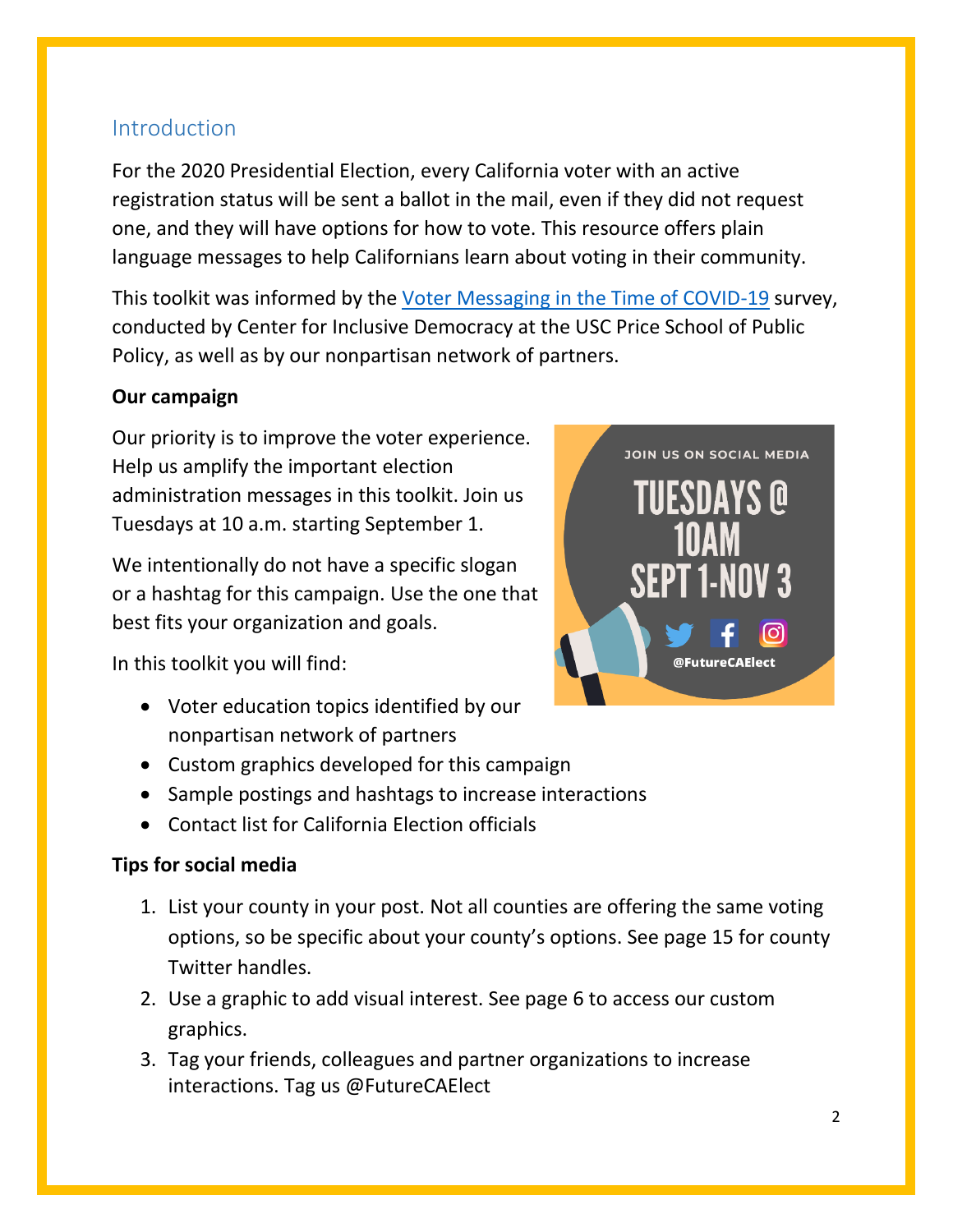## Introduction

For the 2020 Presidential Election, every California voter with an active registration status will be sent a ballot in the mail, even if they did not request one, and they will have options for how to vote. This resource offers plain language messages to help Californians learn about voting in their community.

This toolkit was informed by the [Voter Messaging in the Time of COVID-19](#) survey, conducted by Center for Inclusive Democracy at the USC Price School of Public Policy, as well as by our nonpartisan network of partners.

**Our campaign**

Our priority is to improve the voter experience. Help us amplify the important election administration messages in this toolkit. Join us Tuesdays at 10 a.m. starting September 1.

We intentionally do not have a specific slogan or a hashtag for this campaign. Use the one that best fits your organization and goals.

JOIN US ON SOCIAL MEDIA
TUESDAYS @ 10AM
SEPT 1-NOV 3
@FutureCAElect

In this toolkit you will find:

- Voter education topics identified by our nonpartisan network of partners
- Custom graphics developed for this campaign
- Sample postings and hashtags to increase interactions
- Contact list for California Election officials

**Tips for social media**

1. List your county in your post. Not all counties are offering the same voting options, so be specific about your county's options. See page 15 for county Twitter handles.
2. Use a graphic to add visual interest. See page 6 to access our custom graphics.
3. Tag your friends, colleagues and partner organizations to increase interactions. Tag us @FutureCAElect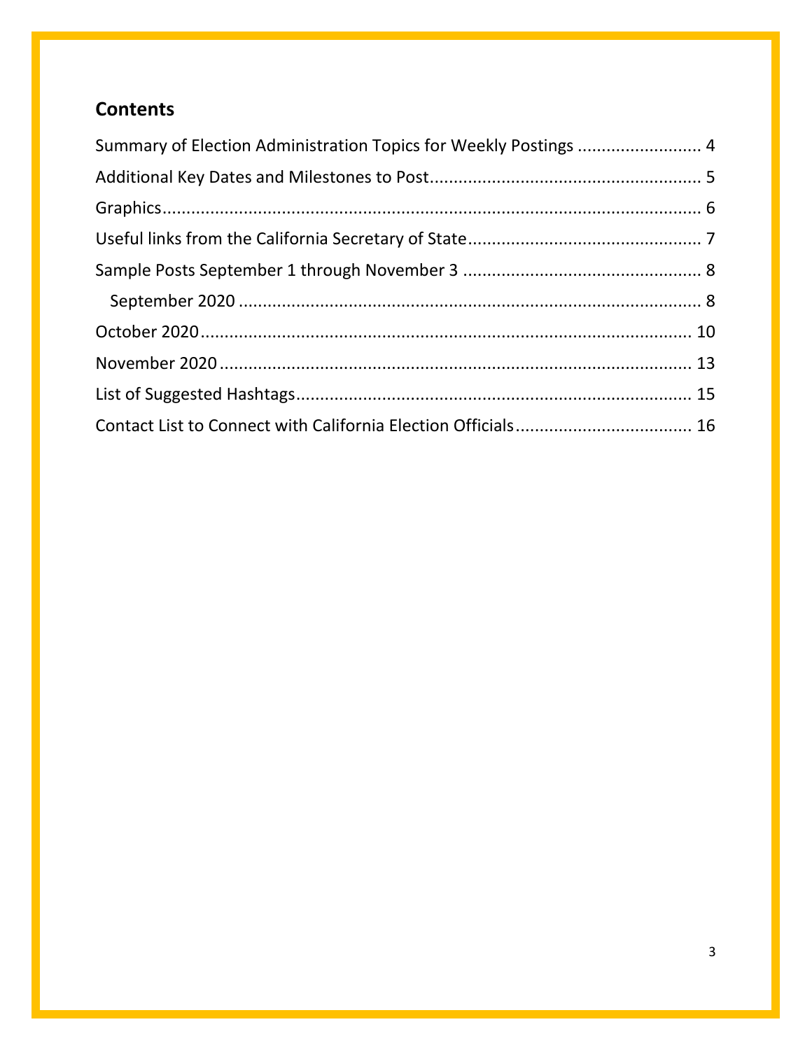## Contents

Summary of Election Administration Topics for Weekly Postings ......................... 4

Additional Key Dates and Milestones to Post ....................................................... 5

Graphics ................................................................................................................. 6

Useful links from the California Secretary of State ................................................ 7

Sample Posts September 1 through November 3 ................................................. 8

  September 2020 ................................................................................................ 8

October 2020 ......................................................................................................... 10

November 2020 ..................................................................................................... 13

List of Suggested Hashtags .................................................................................... 15

Contact List to Connect with California Election Officials .................................... 16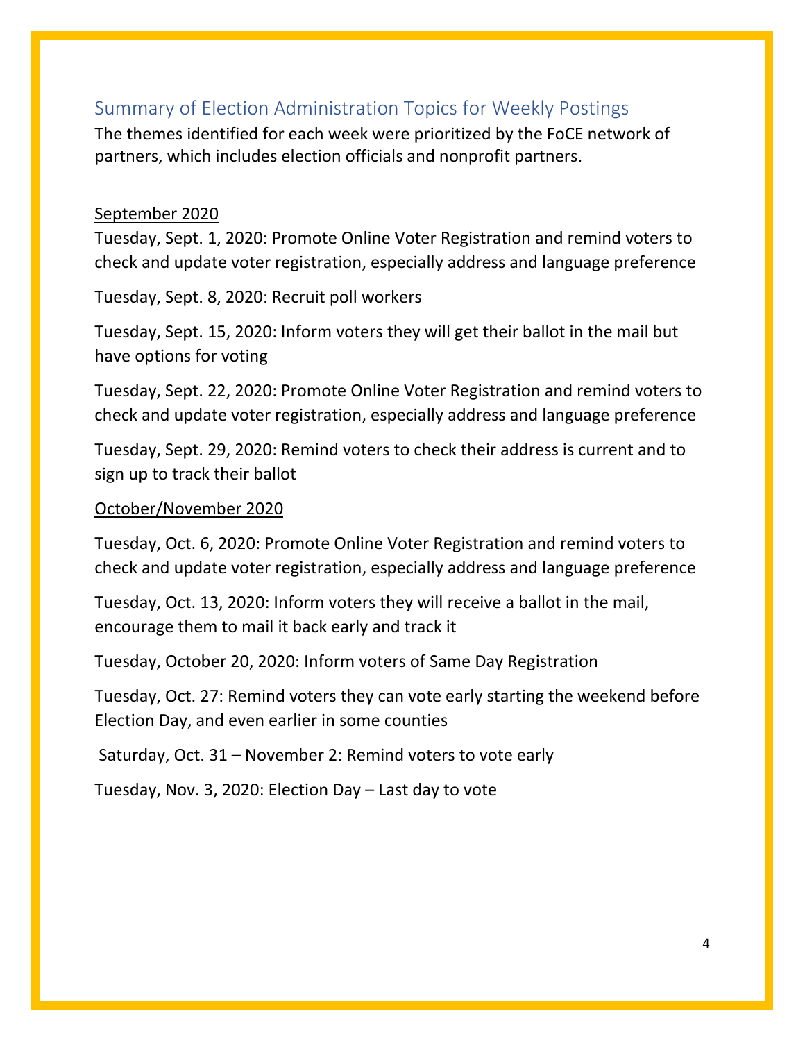## Summary of Election Administration Topics for Weekly Postings

The themes identified for each week were prioritized by the FoCE network of partners, which includes election officials and nonprofit partners.

<u>September 2020</u>

Tuesday, Sept. 1, 2020: Promote Online Voter Registration and remind voters to check and update voter registration, especially address and language preference

Tuesday, Sept. 8, 2020: Recruit poll workers

Tuesday, Sept. 15, 2020: Inform voters they will get their ballot in the mail but have options for voting

Tuesday, Sept. 22, 2020: Promote Online Voter Registration and remind voters to check and update voter registration, especially address and language preference

Tuesday, Sept. 29, 2020: Remind voters to check their address is current and to sign up to track their ballot

<u>October/November 2020</u>

Tuesday, Oct. 6, 2020: Promote Online Voter Registration and remind voters to check and update voter registration, especially address and language preference

Tuesday, Oct. 13, 2020: Inform voters they will receive a ballot in the mail, encourage them to mail it back early and track it

Tuesday, October 20, 2020: Inform voters of Same Day Registration

Tuesday, Oct. 27: Remind voters they can vote early starting the weekend before Election Day, and even earlier in some counties

Saturday, Oct. 31 – November 2: Remind voters to vote early

Tuesday, Nov. 3, 2020: Election Day – Last day to vote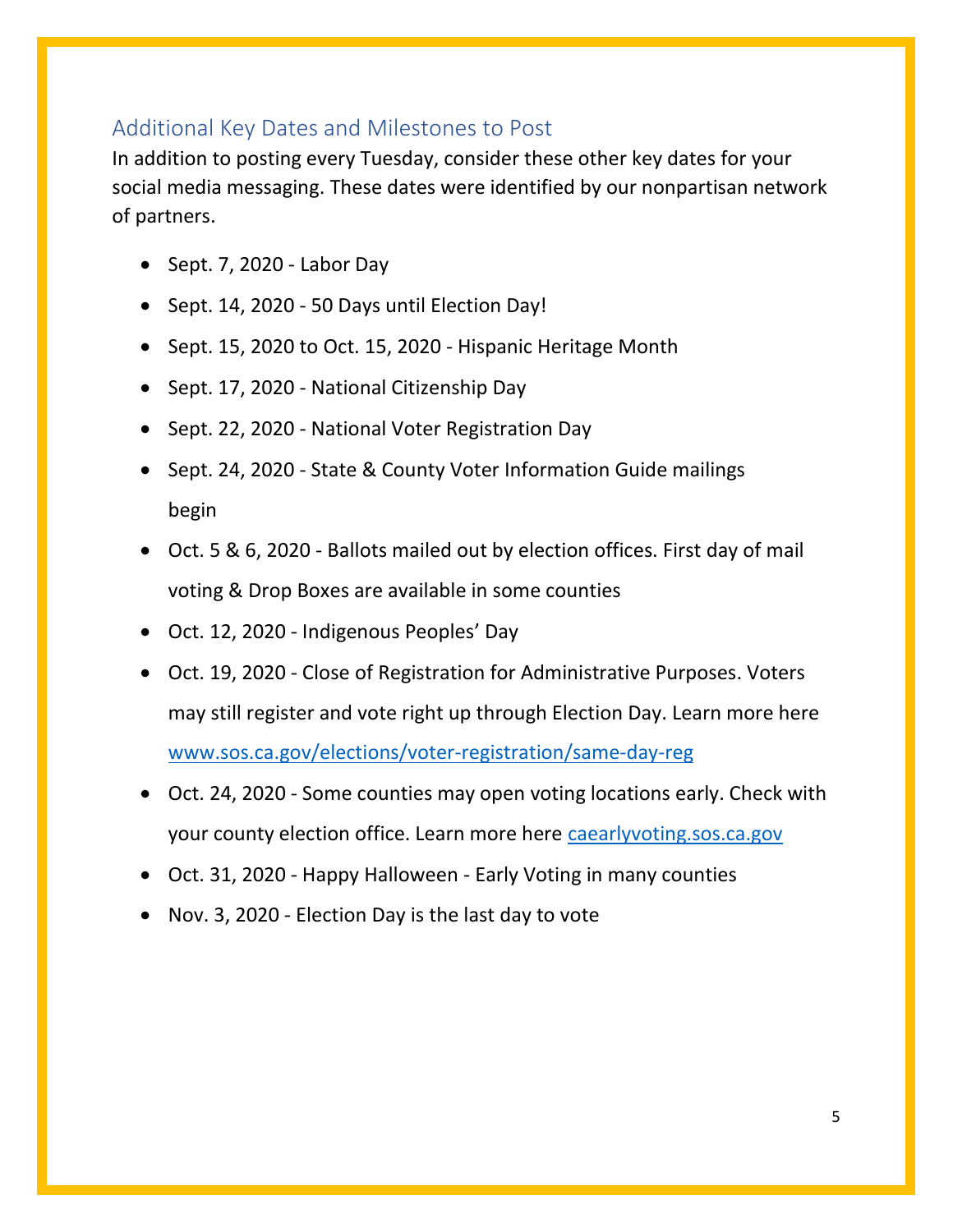## Additional Key Dates and Milestones to Post

In addition to posting every Tuesday, consider these other key dates for your social media messaging. These dates were identified by our nonpartisan network of partners.

- Sept. 7, 2020 - Labor Day
- Sept. 14, 2020 - 50 Days until Election Day!
- Sept. 15, 2020 to Oct. 15, 2020 - Hispanic Heritage Month
- Sept. 17, 2020 - National Citizenship Day
- Sept. 22, 2020 - National Voter Registration Day
- Sept. 24, 2020 - State & County Voter Information Guide mailings begin
- Oct. 5 & 6, 2020 - Ballots mailed out by election offices. First day of mail voting & Drop Boxes are available in some counties
- Oct. 12, 2020 - Indigenous Peoples' Day
- Oct. 19, 2020 - Close of Registration for Administrative Purposes. Voters may still register and vote right up through Election Day. Learn more here [www.sos.ca.gov/elections/voter-registration/same-day-reg](www.sos.ca.gov/elections/voter-registration/same-day-reg)
- Oct. 24, 2020 - Some counties may open voting locations early. Check with your county election office. Learn more here [caearlyvoting.sos.ca.gov](caearlyvoting.sos.ca.gov)
- Oct. 31, 2020 - Happy Halloween - Early Voting in many counties
- Nov. 3, 2020 - Election Day is the last day to vote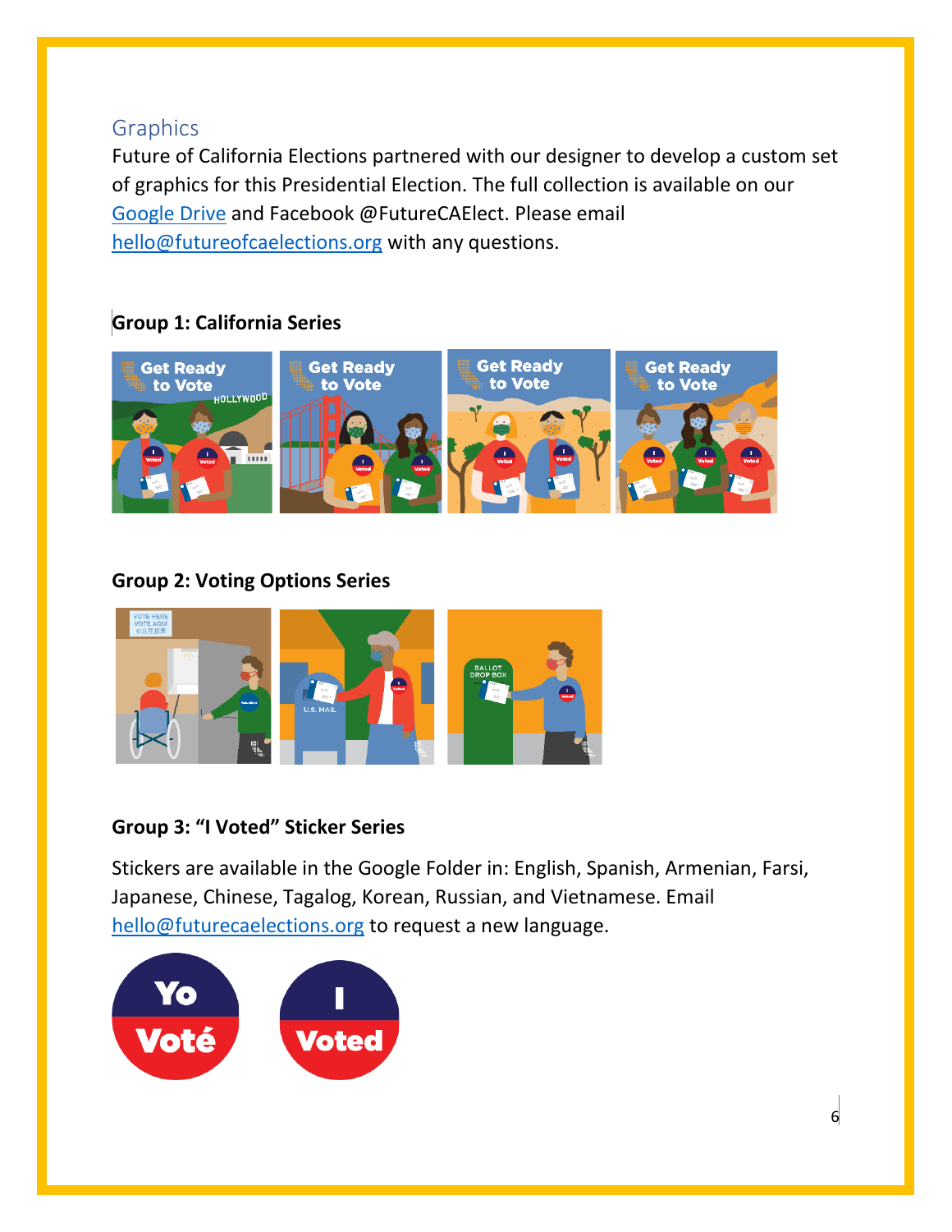## Graphics

Future of California Elections partnered with our designer to develop a custom set of graphics for this Presidential Election. The full collection is available on our [Google Drive](#) and Facebook @FutureCAElect. Please email [hello@futureofcaelections.org](mailto:hello@futureofcaelections.org) with any questions.

**Group 1: California Series**

**Group 2: Voting Options Series**

**Group 3: "I Voted" Sticker Series**

Stickers are available in the Google Folder in: English, Spanish, Armenian, Farsi, Japanese, Chinese, Tagalog, Korean, Russian, and Vietnamese. Email [hello@futurecaelections.org](mailto:hello@futurecaelections.org) to request a new language.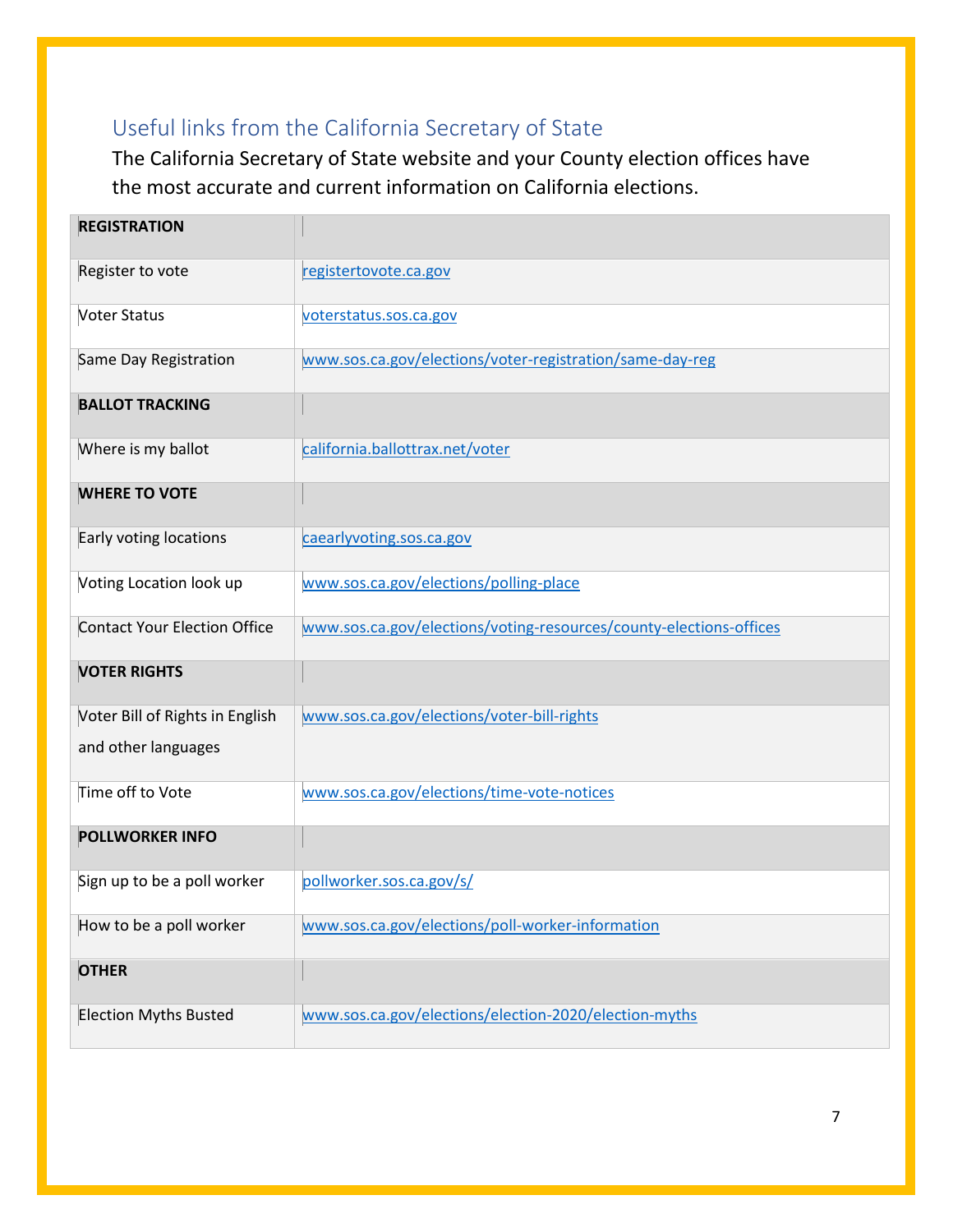## Useful links from the California Secretary of State

The California Secretary of State website and your County election offices have the most accurate and current information on California elections.

| **REGISTRATION** | |
|---|---|
| Register to vote | registertovote.ca.gov |
| Voter Status | voterstatus.sos.ca.gov |
| Same Day Registration | www.sos.ca.gov/elections/voter-registration/same-day-reg |
| **BALLOT TRACKING** | |
| Where is my ballot | california.ballottrax.net/voter |
| **WHERE TO VOTE** | |
| Early voting locations | caearlyvoting.sos.ca.gov |
| Voting Location look up | www.sos.ca.gov/elections/polling-place |
| Contact Your Election Office | www.sos.ca.gov/elections/voting-resources/county-elections-offices |
| **VOTER RIGHTS** | |
| Voter Bill of Rights in English and other languages | www.sos.ca.gov/elections/voter-bill-rights |
| Time off to Vote | www.sos.ca.gov/elections/time-vote-notices |
| **POLLWORKER INFO** | |
| Sign up to be a poll worker | pollworker.sos.ca.gov/s/ |
| How to be a poll worker | www.sos.ca.gov/elections/poll-worker-information |
| **OTHER** | |
| Election Myths Busted | www.sos.ca.gov/elections/election-2020/election-myths |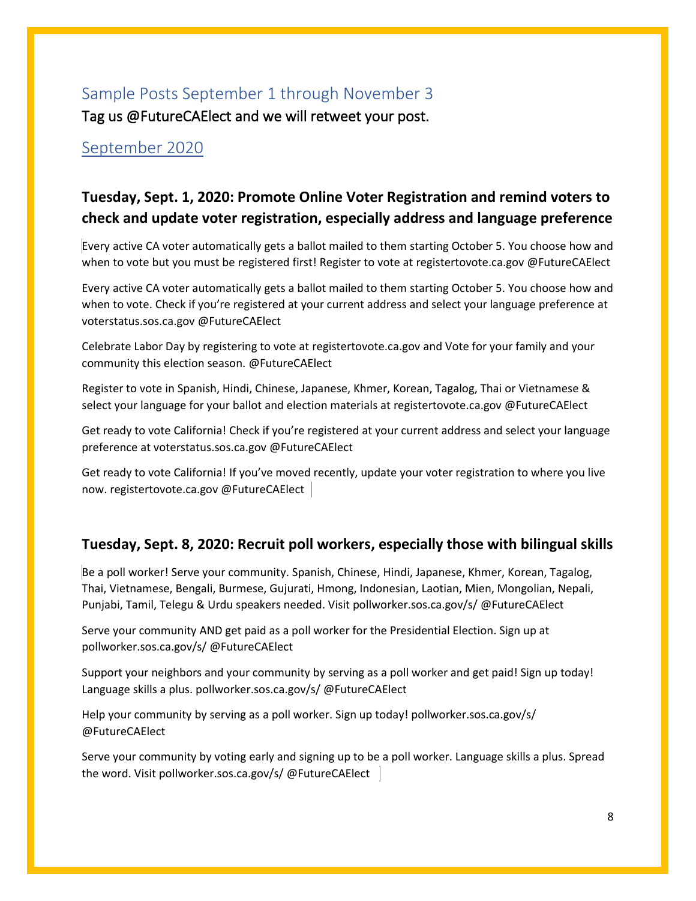## Sample Posts September 1 through November 3

Tag us @FutureCAElect and we will retweet your post.

## September 2020

### Tuesday, Sept. 1, 2020: Promote Online Voter Registration and remind voters to check and update voter registration, especially address and language preference

Every active CA voter automatically gets a ballot mailed to them starting October 5. You choose how and when to vote but you must be registered first! Register to vote at registertovote.ca.gov @FutureCAElect

Every active CA voter automatically gets a ballot mailed to them starting October 5. You choose how and when to vote. Check if you're registered at your current address and select your language preference at voterstatus.sos.ca.gov @FutureCAElect

Celebrate Labor Day by registering to vote at registertovote.ca.gov and Vote for your family and your community this election season. @FutureCAElect

Register to vote in Spanish, Hindi, Chinese, Japanese, Khmer, Korean, Tagalog, Thai or Vietnamese & select your language for your ballot and election materials at registertovote.ca.gov @FutureCAElect

Get ready to vote California! Check if you're registered at your current address and select your language preference at voterstatus.sos.ca.gov @FutureCAElect

Get ready to vote California! If you've moved recently, update your voter registration to where you live now. registertovote.ca.gov @FutureCAElect

### Tuesday, Sept. 8, 2020: Recruit poll workers, especially those with bilingual skills

Be a poll worker! Serve your community. Spanish, Chinese, Hindi, Japanese, Khmer, Korean, Tagalog, Thai, Vietnamese, Bengali, Burmese, Gujurati, Hmong, Indonesian, Laotian, Mien, Mongolian, Nepali, Punjabi, Tamil, Telegu & Urdu speakers needed. Visit pollworker.sos.ca.gov/s/ @FutureCAElect

Serve your community AND get paid as a poll worker for the Presidential Election. Sign up at pollworker.sos.ca.gov/s/ @FutureCAElect

Support your neighbors and your community by serving as a poll worker and get paid! Sign up today! Language skills a plus. pollworker.sos.ca.gov/s/ @FutureCAElect

Help your community by serving as a poll worker. Sign up today! pollworker.sos.ca.gov/s/ @FutureCAElect

Serve your community by voting early and signing up to be a poll worker. Language skills a plus. Spread the word. Visit pollworker.sos.ca.gov/s/ @FutureCAElect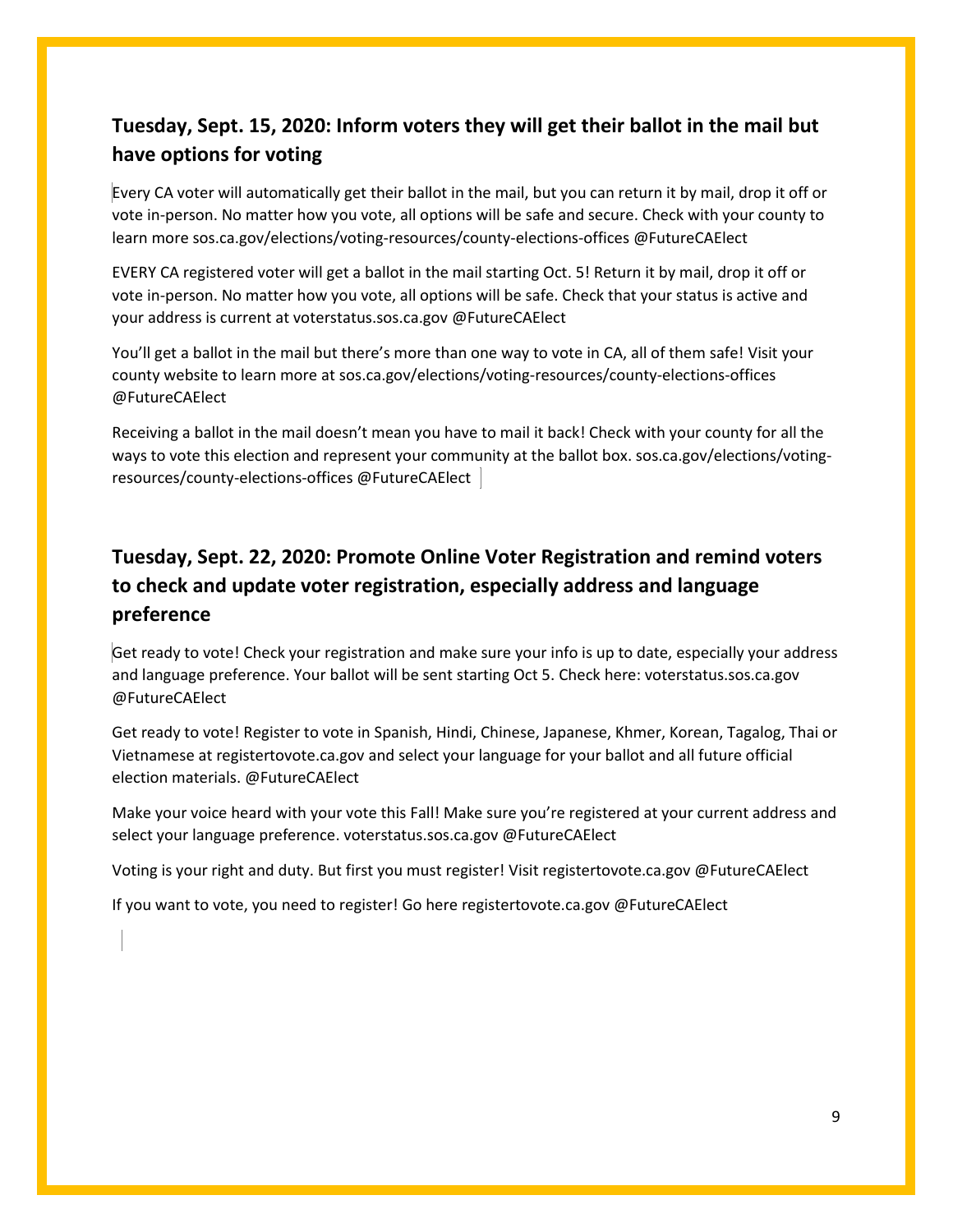## Tuesday, Sept. 15, 2020: Inform voters they will get their ballot in the mail but have options for voting

Every CA voter will automatically get their ballot in the mail, but you can return it by mail, drop it off or vote in-person. No matter how you vote, all options will be safe and secure. Check with your county to learn more sos.ca.gov/elections/voting-resources/county-elections-offices @FutureCAElect

EVERY CA registered voter will get a ballot in the mail starting Oct. 5! Return it by mail, drop it off or vote in-person. No matter how you vote, all options will be safe. Check that your status is active and your address is current at voterstatus.sos.ca.gov @FutureCAElect

You'll get a ballot in the mail but there's more than one way to vote in CA, all of them safe! Visit your county website to learn more at sos.ca.gov/elections/voting-resources/county-elections-offices @FutureCAElect

Receiving a ballot in the mail doesn't mean you have to mail it back! Check with your county for all the ways to vote this election and represent your community at the ballot box. sos.ca.gov/elections/voting-resources/county-elections-offices @FutureCAElect

## Tuesday, Sept. 22, 2020: Promote Online Voter Registration and remind voters to check and update voter registration, especially address and language preference

Get ready to vote! Check your registration and make sure your info is up to date, especially your address and language preference. Your ballot will be sent starting Oct 5. Check here: voterstatus.sos.ca.gov @FutureCAElect

Get ready to vote! Register to vote in Spanish, Hindi, Chinese, Japanese, Khmer, Korean, Tagalog, Thai or Vietnamese at registertovote.ca.gov and select your language for your ballot and all future official election materials. @FutureCAElect

Make your voice heard with your vote this Fall! Make sure you're registered at your current address and select your language preference. voterstatus.sos.ca.gov @FutureCAElect

Voting is your right and duty. But first you must register! Visit registertovote.ca.gov @FutureCAElect

If you want to vote, you need to register! Go here registertovote.ca.gov @FutureCAElect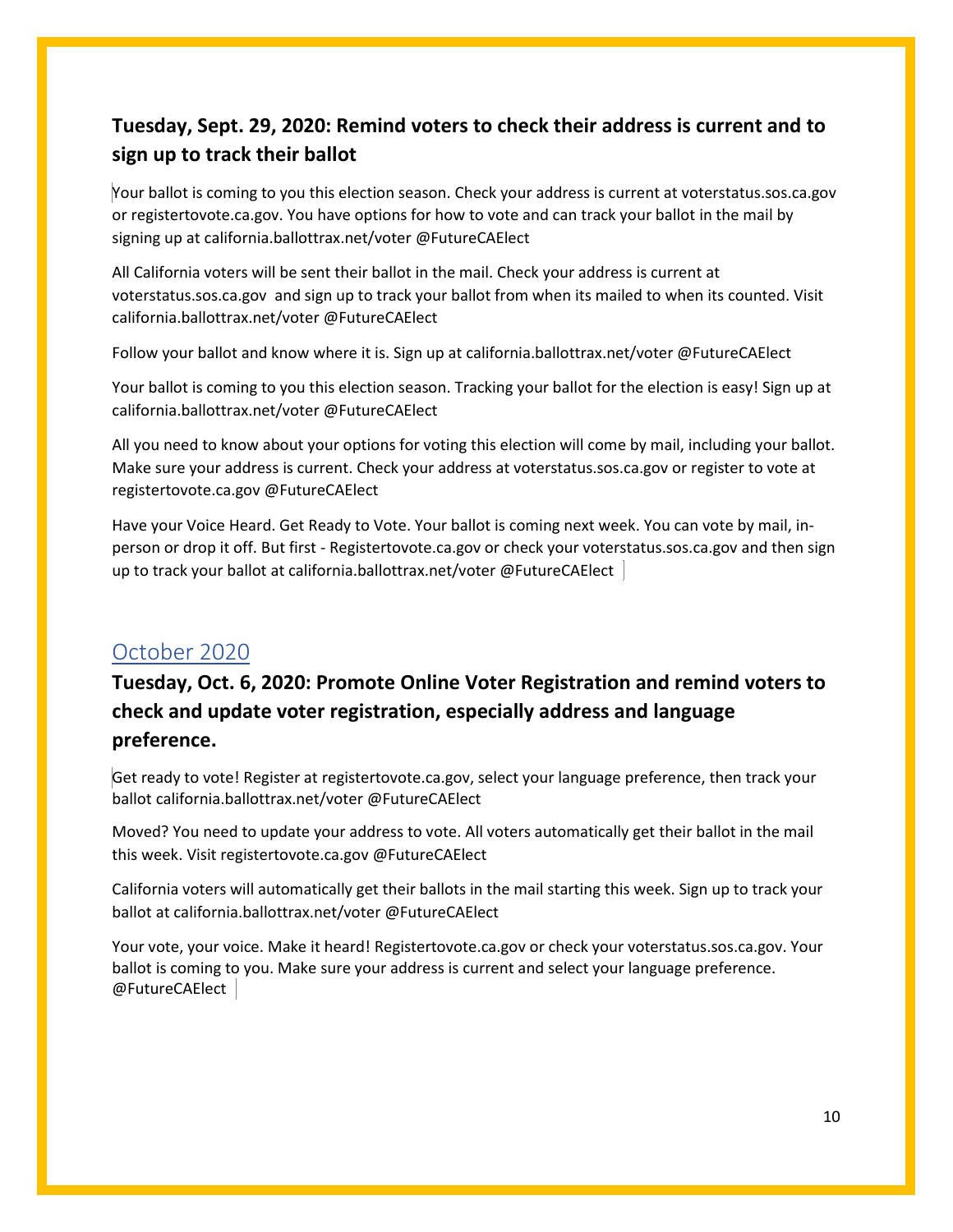### Tuesday, Sept. 29, 2020: Remind voters to check their address is current and to sign up to track their ballot

Your ballot is coming to you this election season. Check your address is current at voterstatus.sos.ca.gov or registertovote.ca.gov. You have options for how to vote and can track your ballot in the mail by signing up at california.ballottrax.net/voter @FutureCAElect

All California voters will be sent their ballot in the mail. Check your address is current at voterstatus.sos.ca.gov and sign up to track your ballot from when its mailed to when its counted. Visit california.ballottrax.net/voter @FutureCAElect

Follow your ballot and know where it is. Sign up at california.ballottrax.net/voter @FutureCAElect

Your ballot is coming to you this election season. Tracking your ballot for the election is easy! Sign up at california.ballottrax.net/voter @FutureCAElect

All you need to know about your options for voting this election will come by mail, including your ballot. Make sure your address is current. Check your address at voterstatus.sos.ca.gov or register to vote at registertovote.ca.gov @FutureCAElect

Have your Voice Heard. Get Ready to Vote. Your ballot is coming next week. You can vote by mail, in-person or drop it off. But first - Registertovote.ca.gov or check your voterstatus.sos.ca.gov and then sign up to track your ballot at california.ballottrax.net/voter @FutureCAElect

## October 2020

### Tuesday, Oct. 6, 2020: Promote Online Voter Registration and remind voters to check and update voter registration, especially address and language preference.

Get ready to vote! Register at registertovote.ca.gov, select your language preference, then track your ballot california.ballottrax.net/voter @FutureCAElect

Moved? You need to update your address to vote. All voters automatically get their ballot in the mail this week. Visit registertovote.ca.gov @FutureCAElect

California voters will automatically get their ballots in the mail starting this week. Sign up to track your ballot at california.ballottrax.net/voter @FutureCAElect

Your vote, your voice. Make it heard! Registertovote.ca.gov or check your voterstatus.sos.ca.gov. Your ballot is coming to you. Make sure your address is current and select your language preference. @FutureCAElect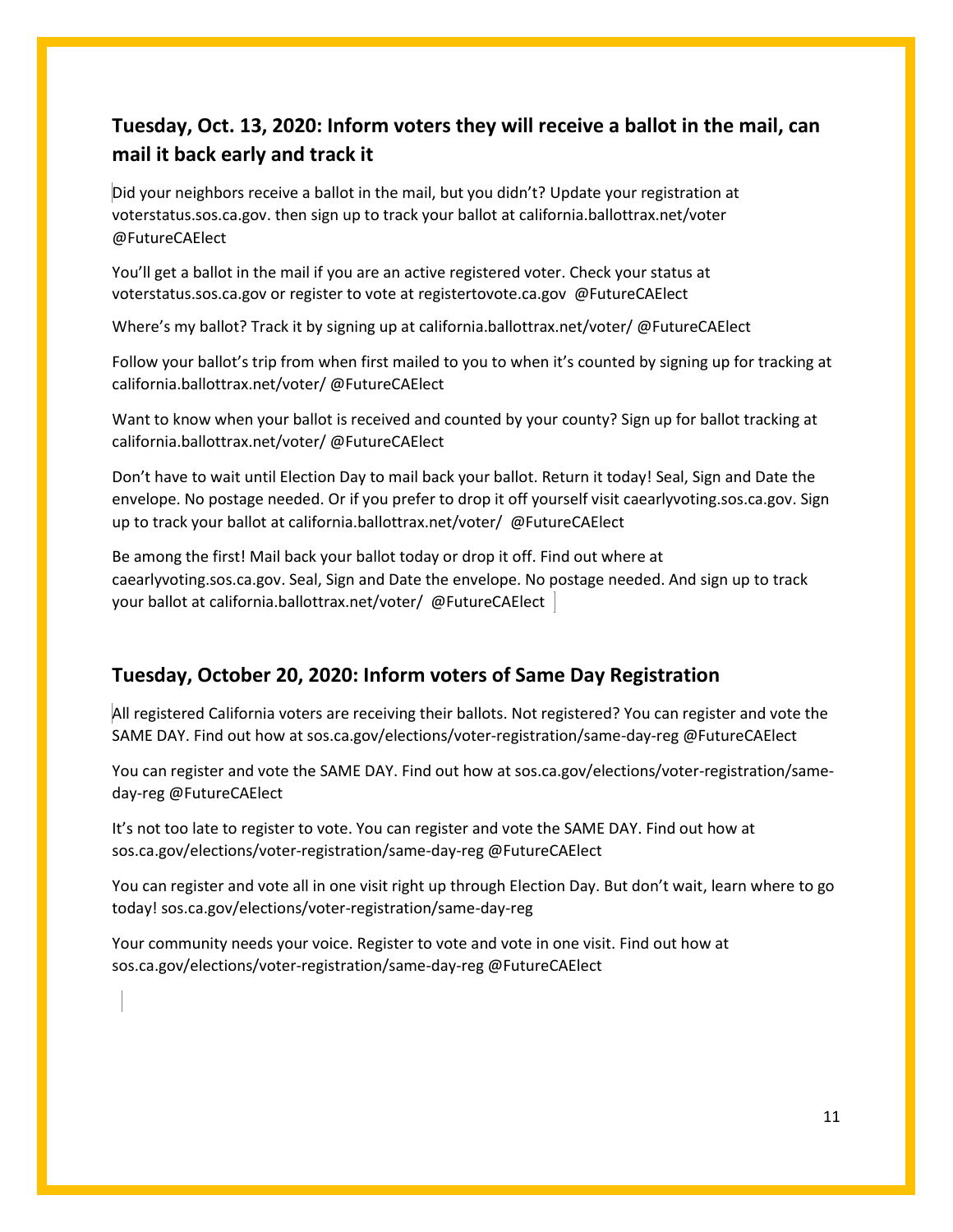## Tuesday, Oct. 13, 2020: Inform voters they will receive a ballot in the mail, can mail it back early and track it

Did your neighbors receive a ballot in the mail, but you didn't? Update your registration at voterstatus.sos.ca.gov. then sign up to track your ballot at california.ballottrax.net/voter @FutureCAElect

You'll get a ballot in the mail if you are an active registered voter. Check your status at voterstatus.sos.ca.gov or register to vote at registertovote.ca.gov @FutureCAElect

Where's my ballot? Track it by signing up at california.ballottrax.net/voter/ @FutureCAElect

Follow your ballot's trip from when first mailed to you to when it's counted by signing up for tracking at california.ballottrax.net/voter/ @FutureCAElect

Want to know when your ballot is received and counted by your county? Sign up for ballot tracking at california.ballottrax.net/voter/ @FutureCAElect

Don't have to wait until Election Day to mail back your ballot. Return it today! Seal, Sign and Date the envelope. No postage needed. Or if you prefer to drop it off yourself visit caearlyvoting.sos.ca.gov. Sign up to track your ballot at california.ballottrax.net/voter/ @FutureCAElect

Be among the first! Mail back your ballot today or drop it off. Find out where at caearlyvoting.sos.ca.gov. Seal, Sign and Date the envelope. No postage needed. And sign up to track your ballot at california.ballottrax.net/voter/ @FutureCAElect

## Tuesday, October 20, 2020: Inform voters of Same Day Registration

All registered California voters are receiving their ballots. Not registered? You can register and vote the SAME DAY. Find out how at sos.ca.gov/elections/voter-registration/same-day-reg @FutureCAElect

You can register and vote the SAME DAY. Find out how at sos.ca.gov/elections/voter-registration/same-day-reg @FutureCAElect

It's not too late to register to vote. You can register and vote the SAME DAY. Find out how at sos.ca.gov/elections/voter-registration/same-day-reg @FutureCAElect

You can register and vote all in one visit right up through Election Day. But don't wait, learn where to go today! sos.ca.gov/elections/voter-registration/same-day-reg

Your community needs your voice. Register to vote and vote in one visit. Find out how at sos.ca.gov/elections/voter-registration/same-day-reg @FutureCAElect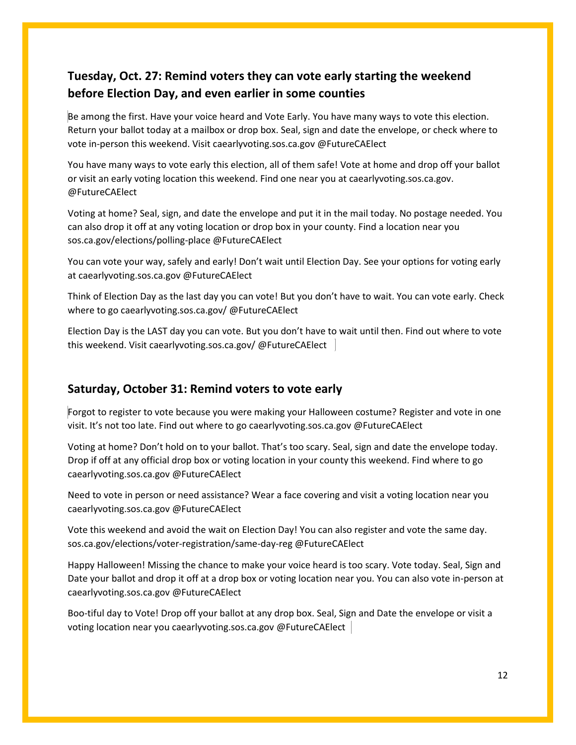## Tuesday, Oct. 27: Remind voters they can vote early starting the weekend before Election Day, and even earlier in some counties

Be among the first. Have your voice heard and Vote Early. You have many ways to vote this election. Return your ballot today at a mailbox or drop box. Seal, sign and date the envelope, or check where to vote in-person this weekend. Visit caearlyvoting.sos.ca.gov @FutureCAElect

You have many ways to vote early this election, all of them safe! Vote at home and drop off your ballot or visit an early voting location this weekend. Find one near you at caearlyvoting.sos.ca.gov. @FutureCAElect

Voting at home? Seal, sign, and date the envelope and put it in the mail today. No postage needed. You can also drop it off at any voting location or drop box in your county. Find a location near you sos.ca.gov/elections/polling-place @FutureCAElect

You can vote your way, safely and early! Don't wait until Election Day. See your options for voting early at caearlyvoting.sos.ca.gov @FutureCAElect

Think of Election Day as the last day you can vote! But you don't have to wait. You can vote early. Check where to go caearlyvoting.sos.ca.gov/ @FutureCAElect

Election Day is the LAST day you can vote. But you don't have to wait until then. Find out where to vote this weekend. Visit caearlyvoting.sos.ca.gov/ @FutureCAElect

## Saturday, October 31: Remind voters to vote early

Forgot to register to vote because you were making your Halloween costume? Register and vote in one visit. It's not too late. Find out where to go caearlyvoting.sos.ca.gov @FutureCAElect

Voting at home? Don't hold on to your ballot. That's too scary. Seal, sign and date the envelope today. Drop if off at any official drop box or voting location in your county this weekend. Find where to go caearlyvoting.sos.ca.gov @FutureCAElect

Need to vote in person or need assistance? Wear a face covering and visit a voting location near you caearlyvoting.sos.ca.gov @FutureCAElect

Vote this weekend and avoid the wait on Election Day! You can also register and vote the same day. sos.ca.gov/elections/voter-registration/same-day-reg @FutureCAElect

Happy Halloween! Missing the chance to make your voice heard is too scary. Vote today. Seal, Sign and Date your ballot and drop it off at a drop box or voting location near you. You can also vote in-person at caearlyvoting.sos.ca.gov @FutureCAElect

Boo-tiful day to Vote! Drop off your ballot at any drop box. Seal, Sign and Date the envelope or visit a voting location near you caearlyvoting.sos.ca.gov @FutureCAElect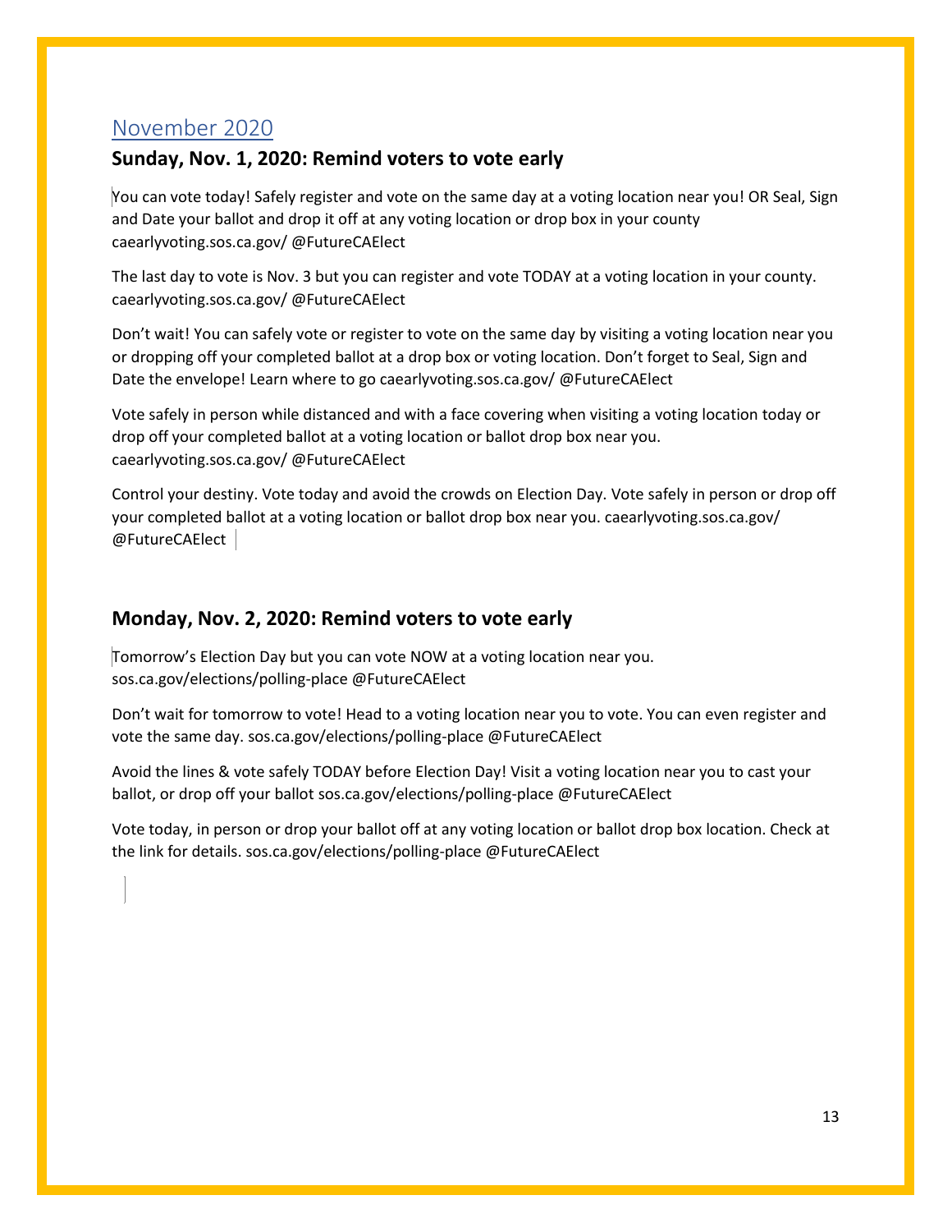## November 2020

### Sunday, Nov. 1, 2020: Remind voters to vote early

You can vote today! Safely register and vote on the same day at a voting location near you! OR Seal, Sign and Date your ballot and drop it off at any voting location or drop box in your county caearlyvoting.sos.ca.gov/ @FutureCAElect

The last day to vote is Nov. 3 but you can register and vote TODAY at a voting location in your county. caearlyvoting.sos.ca.gov/ @FutureCAElect

Don't wait! You can safely vote or register to vote on the same day by visiting a voting location near you or dropping off your completed ballot at a drop box or voting location. Don't forget to Seal, Sign and Date the envelope! Learn where to go caearlyvoting.sos.ca.gov/ @FutureCAElect

Vote safely in person while distanced and with a face covering when visiting a voting location today or drop off your completed ballot at a voting location or ballot drop box near you. caearlyvoting.sos.ca.gov/ @FutureCAElect

Control your destiny. Vote today and avoid the crowds on Election Day. Vote safely in person or drop off your completed ballot at a voting location or ballot drop box near you. caearlyvoting.sos.ca.gov/ @FutureCAElect

### Monday, Nov. 2, 2020: Remind voters to vote early

Tomorrow's Election Day but you can vote NOW at a voting location near you. sos.ca.gov/elections/polling-place @FutureCAElect

Don't wait for tomorrow to vote! Head to a voting location near you to vote. You can even register and vote the same day. sos.ca.gov/elections/polling-place @FutureCAElect

Avoid the lines & vote safely TODAY before Election Day! Visit a voting location near you to cast your ballot, or drop off your ballot sos.ca.gov/elections/polling-place @FutureCAElect

Vote today, in person or drop your ballot off at any voting location or ballot drop box location. Check at the link for details. sos.ca.gov/elections/polling-place @FutureCAElect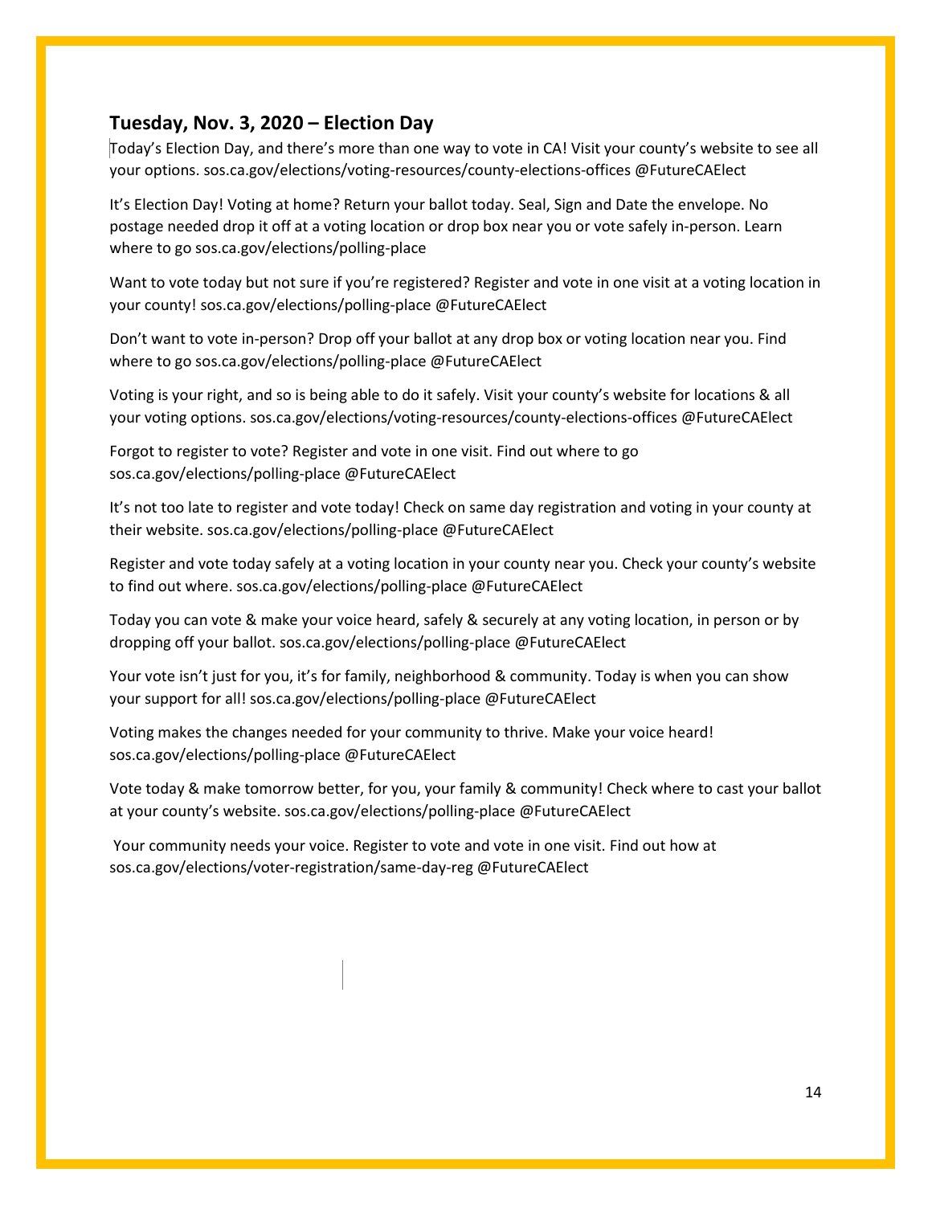### Tuesday, Nov. 3, 2020 – Election Day

Today's Election Day, and there's more than one way to vote in CA! Visit your county's website to see all your options. sos.ca.gov/elections/voting-resources/county-elections-offices @FutureCAElect

It's Election Day! Voting at home? Return your ballot today. Seal, Sign and Date the envelope. No postage needed drop it off at a voting location or drop box near you or vote safely in-person. Learn where to go sos.ca.gov/elections/polling-place

Want to vote today but not sure if you're registered? Register and vote in one visit at a voting location in your county! sos.ca.gov/elections/polling-place @FutureCAElect

Don't want to vote in-person? Drop off your ballot at any drop box or voting location near you. Find where to go sos.ca.gov/elections/polling-place @FutureCAElect

Voting is your right, and so is being able to do it safely. Visit your county's website for locations & all your voting options. sos.ca.gov/elections/voting-resources/county-elections-offices @FutureCAElect

Forgot to register to vote? Register and vote in one visit. Find out where to go sos.ca.gov/elections/polling-place @FutureCAElect

It's not too late to register and vote today! Check on same day registration and voting in your county at their website. sos.ca.gov/elections/polling-place @FutureCAElect

Register and vote today safely at a voting location in your county near you. Check your county's website to find out where. sos.ca.gov/elections/polling-place @FutureCAElect

Today you can vote & make your voice heard, safely & securely at any voting location, in person or by dropping off your ballot. sos.ca.gov/elections/polling-place @FutureCAElect

Your vote isn't just for you, it's for family, neighborhood & community. Today is when you can show your support for all! sos.ca.gov/elections/polling-place @FutureCAElect

Voting makes the changes needed for your community to thrive. Make your voice heard! sos.ca.gov/elections/polling-place @FutureCAElect

Vote today & make tomorrow better, for you, your family & community! Check where to cast your ballot at your county's website. sos.ca.gov/elections/polling-place @FutureCAElect

Your community needs your voice. Register to vote and vote in one visit. Find out how at sos.ca.gov/elections/voter-registration/same-day-reg @FutureCAElect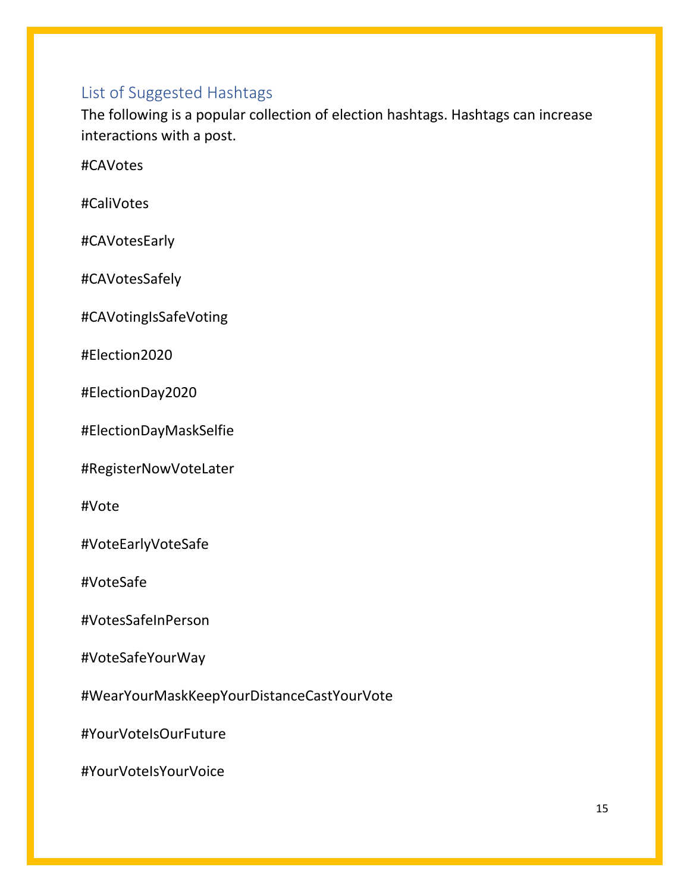## List of Suggested Hashtags

The following is a popular collection of election hashtags. Hashtags can increase interactions with a post.

#CAVotes

#CaliVotes

#CAVotesEarly

#CAVotesSafely

#CAVotingIsSafeVoting

#Election2020

#ElectionDay2020

#ElectionDayMaskSelfie

#RegisterNowVoteLater

#Vote

#VoteEarlyVoteSafe

#VoteSafe

#VotesSafeInPerson

#VoteSafeYourWay

#WearYourMaskKeepYourDistanceCastYourVote

#YourVoteIsOurFuture

#YourVoteIsYourVoice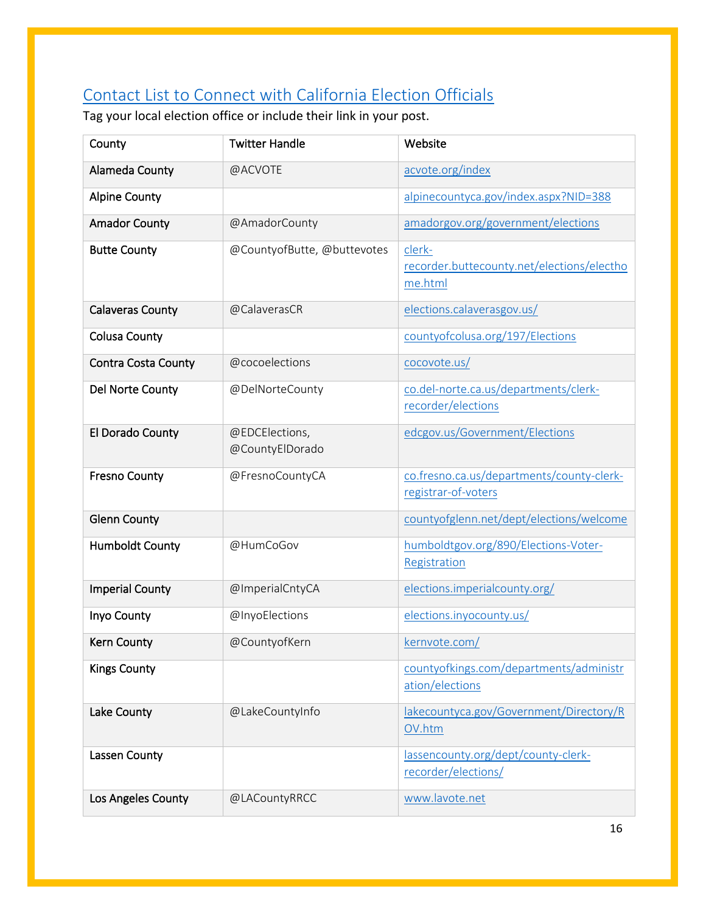## Contact List to Connect with California Election Officials

Tag your local election office or include their link in your post.

| County | Twitter Handle | Website |
|---|---|---|
| Alameda County | @ACVOTE | acvote.org/index |
| Alpine County | | alpinecountyca.gov/index.aspx?NID=388 |
| Amador County | @AmadorCounty | amadorgov.org/government/elections |
| Butte County | @CountyofButte, @buttevotes | clerk-recorder.buttecounty.net/elections/electhome.html |
| Calaveras County | @CalaverasCR | elections.calaverasgov.us/ |
| Colusa County | | countyofcolusa.org/197/Elections |
| Contra Costa County | @cocoelections | cocovote.us/ |
| Del Norte County | @DelNorteCounty | co.del-norte.ca.us/departments/clerk-recorder/elections |
| El Dorado County | @EDCElections, @CountyElDorado | edcgov.us/Government/Elections |
| Fresno County | @FresnoCountyCA | co.fresno.ca.us/departments/county-clerk-registrar-of-voters |
| Glenn County | | countyofglenn.net/dept/elections/welcome |
| Humboldt County | @HumCoGov | humboldtgov.org/890/Elections-Voter-Registration |
| Imperial County | @ImperialCntyCA | elections.imperialcounty.org/ |
| Inyo County | @InyoElections | elections.inyocounty.us/ |
| Kern County | @CountyofKern | kernvote.com/ |
| Kings County | | countyofkings.com/departments/administration/elections |
| Lake County | @LakeCountyInfo | lakecountyca.gov/Government/Directory/ROV.htm |
| Lassen County | | lassencounty.org/dept/county-clerk-recorder/elections/ |
| Los Angeles County | @LACountyRRCC | www.lavote.net |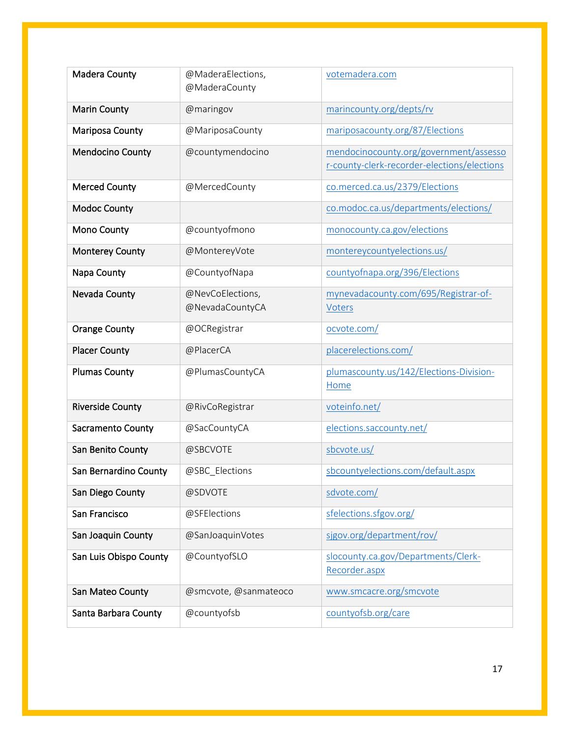| Madera County | @MaderaElections, @MaderaCounty | [votemadera.com](votemadera.com) |
|---|---|---|
| Marin County | @maringov | [marincounty.org/depts/rv](marincounty.org/depts/rv) |
| Mariposa County | @MariposaCounty | [mariposacounty.org/87/Elections](mariposacounty.org/87/Elections) |
| Mendocino County | @countymendocino | [mendocinocounty.org/government/assessor-county-clerk-recorder-elections/elections](mendocinocounty.org/government/assessor-county-clerk-recorder-elections/elections) |
| Merced County | @MercedCounty | [co.merced.ca.us/2379/Elections](co.merced.ca.us/2379/Elections) |
| Modoc County | | [co.modoc.ca.us/departments/elections/](co.modoc.ca.us/departments/elections/) |
| Mono County | @countyofmono | [monocounty.ca.gov/elections](monocounty.ca.gov/elections) |
| Monterey County | @MontereyVote | [montereycountyelections.us/](montereycountyelections.us/) |
| Napa County | @CountyofNapa | [countyofnapa.org/396/Elections](countyofnapa.org/396/Elections) |
| Nevada County | @NevCoElections, @NevadaCountyCA | [mynevadacounty.com/695/Registrar-of-Voters](mynevadacounty.com/695/Registrar-of-Voters) |
| Orange County | @OCRegistrar | [ocvote.com/](ocvote.com/) |
| Placer County | @PlacerCA | [placerelections.com/](placerelections.com/) |
| Plumas County | @PlumasCountyCA | [plumascounty.us/142/Elections-Division-Home](plumascounty.us/142/Elections-Division-Home) |
| Riverside County | @RivCoRegistrar | [voteinfo.net/](voteinfo.net/) |
| Sacramento County | @SacCountyCA | [elections.saccounty.net/](elections.saccounty.net/) |
| San Benito County | @SBCVOTE | [sbcvote.us/](sbcvote.us/) |
| San Bernardino County | @SBC_Elections | [sbcountyelections.com/default.aspx](sbcountyelections.com/default.aspx) |
| San Diego County | @SDVOTE | [sdvote.com/](sdvote.com/) |
| San Francisco | @SFElections | [sfelections.sfgov.org/](sfelections.sfgov.org/) |
| San Joaquin County | @SanJoaquinVotes | [sjgov.org/department/rov/](sjgov.org/department/rov/) |
| San Luis Obispo County | @CountyofSLO | [slocounty.ca.gov/Departments/Clerk-Recorder.aspx](slocounty.ca.gov/Departments/Clerk-Recorder.aspx) |
| San Mateo County | @smcvote, @sanmateoco | [www.smcacre.org/smcvote](www.smcacre.org/smcvote) |
| Santa Barbara County | @countyofsb | [countyofsb.org/care](countyofsb.org/care) |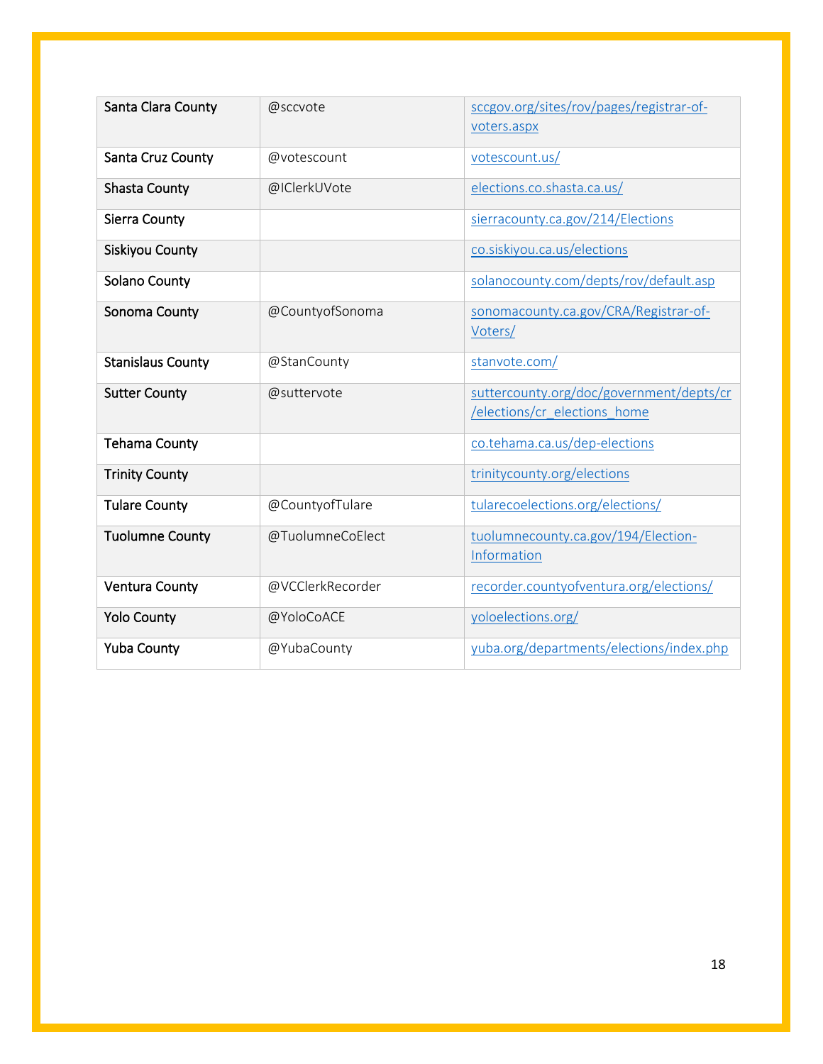| | | |
|---|---|---|
| Santa Clara County | @sccvote | sccgov.org/sites/rov/pages/registrar-of-voters.aspx |
| Santa Cruz County | @votescount | votescount.us/ |
| Shasta County | @IClerkUVote | elections.co.shasta.ca.us/ |
| Sierra County | | sierracounty.ca.gov/214/Elections |
| Siskiyou County | | co.siskiyou.ca.us/elections |
| Solano County | | solanocounty.com/depts/rov/default.asp |
| Sonoma County | @CountyofSonoma | sonomacounty.ca.gov/CRA/Registrar-of-Voters/ |
| Stanislaus County | @StanCounty | stanvote.com/ |
| Sutter County | @suttervote | suttercounty.org/doc/government/depts/cr/elections/cr_elections_home |
| Tehama County | | co.tehama.ca.us/dep-elections |
| Trinity County | | trinitycounty.org/elections |
| Tulare County | @CountyofTulare | tularecoelections.org/elections/ |
| Tuolumne County | @TuolumneCoElect | tuolumnecounty.ca.gov/194/Election-Information |
| Ventura County | @VCClerkRecorder | recorder.countyofventura.org/elections/ |
| Yolo County | @YoloCoACE | yoloelections.org/ |
| Yuba County | @YubaCounty | yuba.org/departments/elections/index.php |